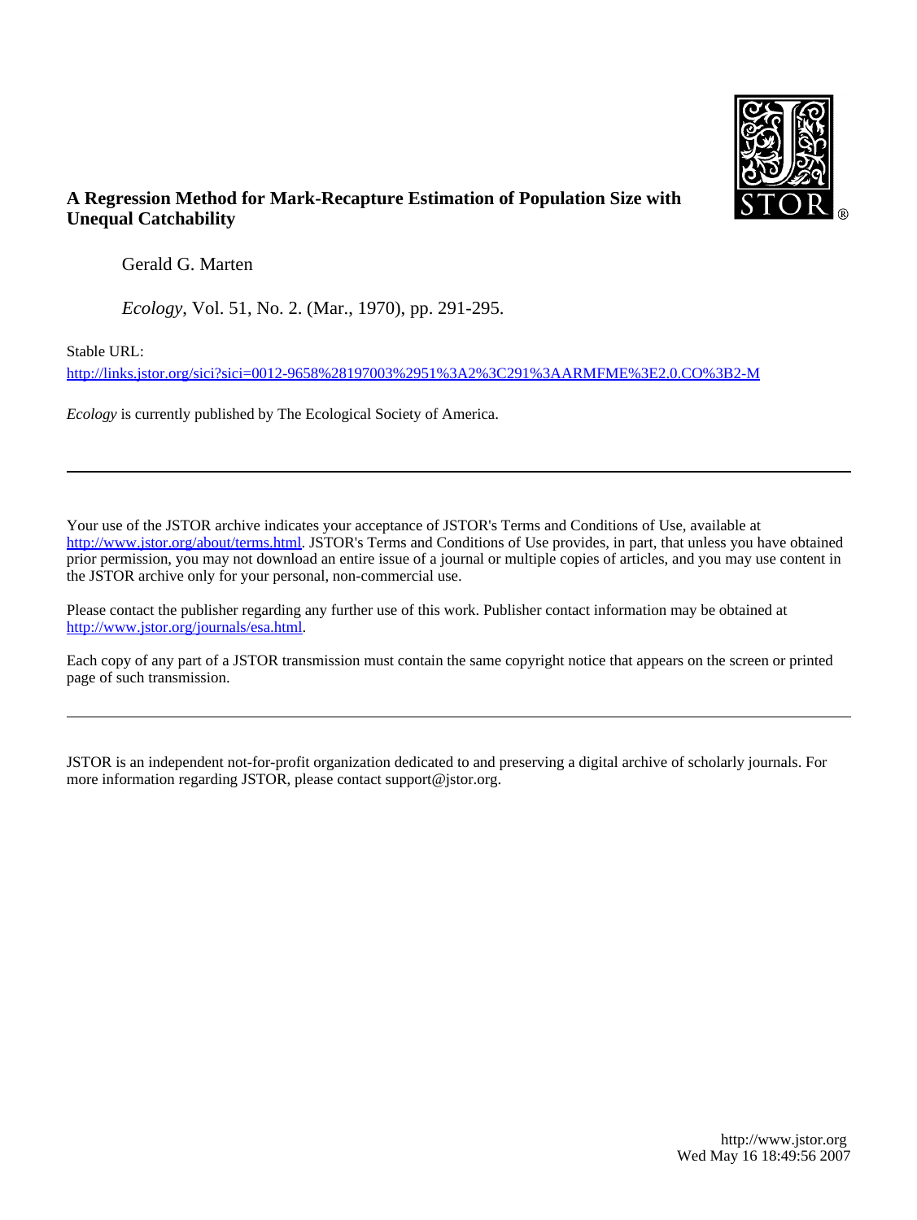**A Regression Method for Mark-Recapture Estimation of Population Size with Unequal Catchability**

Gerald G. Marten

*Ecology*, Vol. 51, No. 2. (Mar., 1970), pp. 291-295.

Stable URL:

http://links.jstor.org/sici?sici=0012-9658%28197003%2951%3A2%3C291%3AARMFME%3E2.0.CO%3B2-M

*Ecology* is currently published by The Ecological Society of America.

---

Your use of the JSTOR archive indicates your acceptance of JSTOR's Terms and Conditions of Use, available at http://www.jstor.org/about/terms.html. JSTOR's Terms and Conditions of Use provides, in part, that unless you have obtained prior permission, you may not download an entire issue of a journal or multiple copies of articles, and you may use content in the JSTOR archive only for your personal, non-commercial use.

Please contact the publisher regarding any further use of this work. Publisher contact information may be obtained at http://www.jstor.org/journals/esa.html.

Each copy of any part of a JSTOR transmission must contain the same copyright notice that appears on the screen or printed page of such transmission.

---

JSTOR is an independent not-for-profit organization dedicated to and preserving a digital archive of scholarly journals. For more information regarding JSTOR, please contact support@jstor.org.

http://www.jstor.org
Wed May 16 18:49:56 2007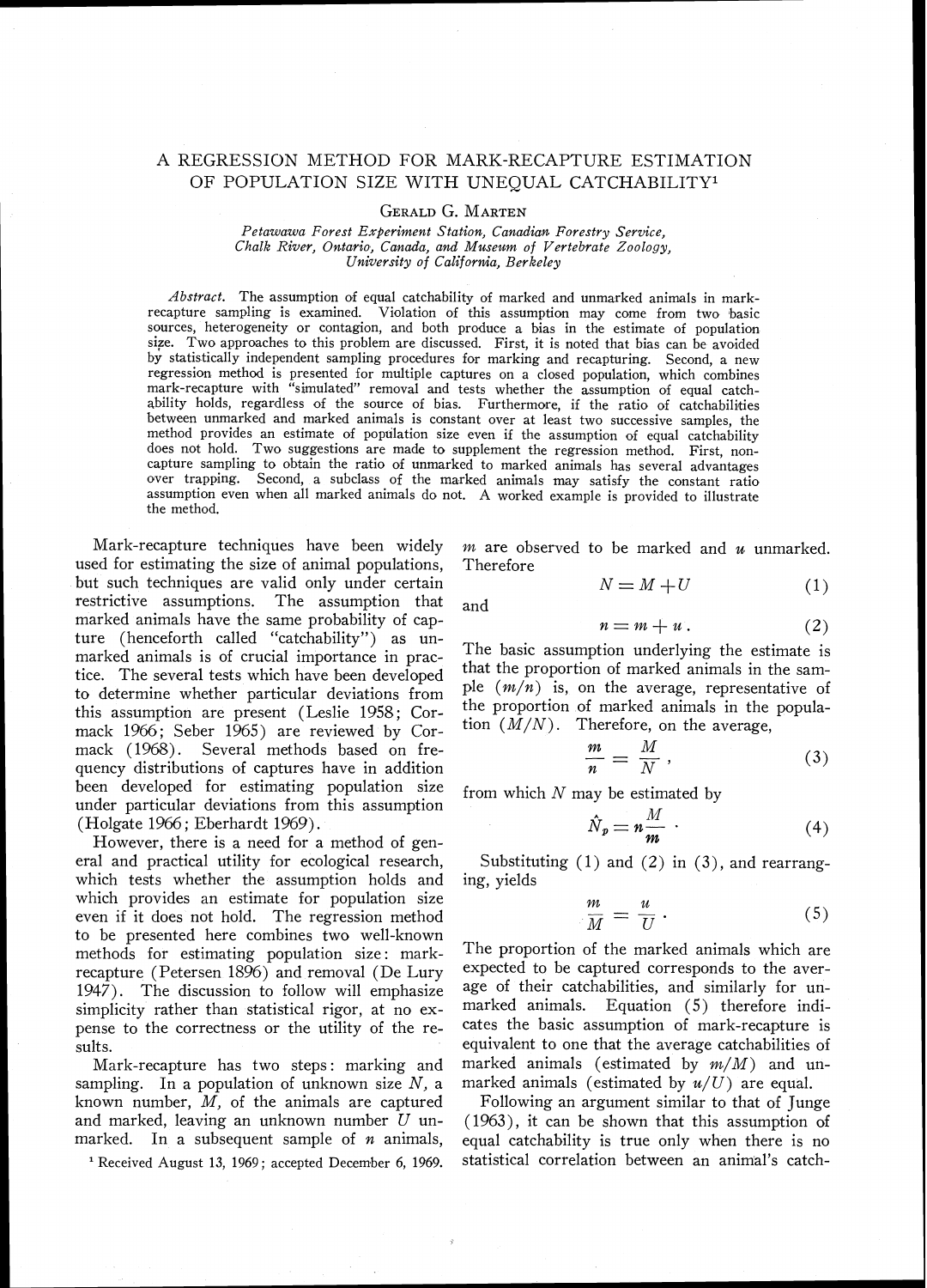# A REGRESSION METHOD FOR MARK-RECAPTURE ESTIMATION OF POPULATION SIZE WITH UNEQUAL CATCHABILITY[1]

GERALD G. MARTEN

*Petawawa Forest Experiment Station, Canadian Forestry Service, Chalk River, Ontario, Canada, and Museum of Vertebrate Zoology, University of California, Berkeley*

*Abstract.* The assumption of equal catchability of marked and unmarked animals in mark-recapture sampling is examined. Violation of this assumption may come from two basic sources, heterogeneity or contagion, and both produce a bias in the estimate of population size. Two approaches to this problem are discussed. First, it is noted that bias can be avoided by statistically independent sampling procedures for marking and recapturing. Second, a new regression method is presented for multiple captures on a closed population, which combines mark-recapture with "simulated" removal and tests whether the assumption of equal catchability holds, regardless of the source of bias. Furthermore, if the ratio of catchabilities between unmarked and marked animals is constant over at least two successive samples, the method provides an estimate of population size even if the assumption of equal catchability does not hold. Two suggestions are made to supplement the regression method. First, non-capture sampling to obtain the ratio of unmarked to marked animals has several advantages over trapping. Second, a subclass of the marked animals may satisfy the constant ratio assumption even when all marked animals do not. A worked example is provided to illustrate the method.

Mark-recapture techniques have been widely used for estimating the size of animal populations, but such techniques are valid only under certain restrictive assumptions. The assumption that marked animals have the same probability of capture (henceforth called "catchability") as unmarked animals is of crucial importance in practice. The several tests which have been developed to determine whether particular deviations from this assumption are present (Leslie 1958; Cormack 1966; Seber 1965) are reviewed by Cormack (1968). Several methods based on frequency distributions of captures have in addition been developed for estimating population size under particular deviations from this assumption (Holgate 1966; Eberhardt 1969).

However, there is a need for a method of general and practical utility for ecological research, which tests whether the assumption holds and which provides an estimate for population size even if it does not hold. The regression method to be presented here combines two well-known methods for estimating population size: mark-recapture (Petersen 1896) and removal (De Lury 1947). The discussion to follow will emphasize simplicity rather than statistical rigor, at no expense to the correctness or the utility of the results.

Mark-recapture has two steps: marking and sampling. In a population of unknown size $N$, a known number, $M$, of the animals are captured and marked, leaving an unknown number $U$ unmarked. In a subsequent sample of $n$ animals, $m$ are observed to be marked and $u$ unmarked. Therefore

$$N = M + U \tag{1}$$

and

$$n = m + u \,. \tag{2}$$

The basic assumption underlying the estimate is that the proportion of marked animals in the sample $(m/n)$ is, on the average, representative of the proportion of marked animals in the population $(M/N)$. Therefore, on the average,

$$\frac{m}{n} = \frac{M}{N} \,, \tag{3}$$

from which $N$ may be estimated by

$$\hat{N}_p = n\frac{M}{m} \,. \tag{4}$$

Substituting (1) and (2) in (3), and rearranging, yields

$$\frac{m}{M} = \frac{u}{U} \,. \tag{5}$$

The proportion of the marked animals which are expected to be captured corresponds to the average of their catchabilities, and similarly for unmarked animals. Equation (5) therefore indicates the basic assumption of mark-recapture is equivalent to one that the average catchabilities of marked animals (estimated by $m/M$) and unmarked animals (estimated by $u/U$) are equal.

Following an argument similar to that of Junge (1963), it can be shown that this assumption of equal catchability is true only when there is no statistical correlation between an animal's catch-

[1] Received August 13, 1969; accepted December 6, 1969.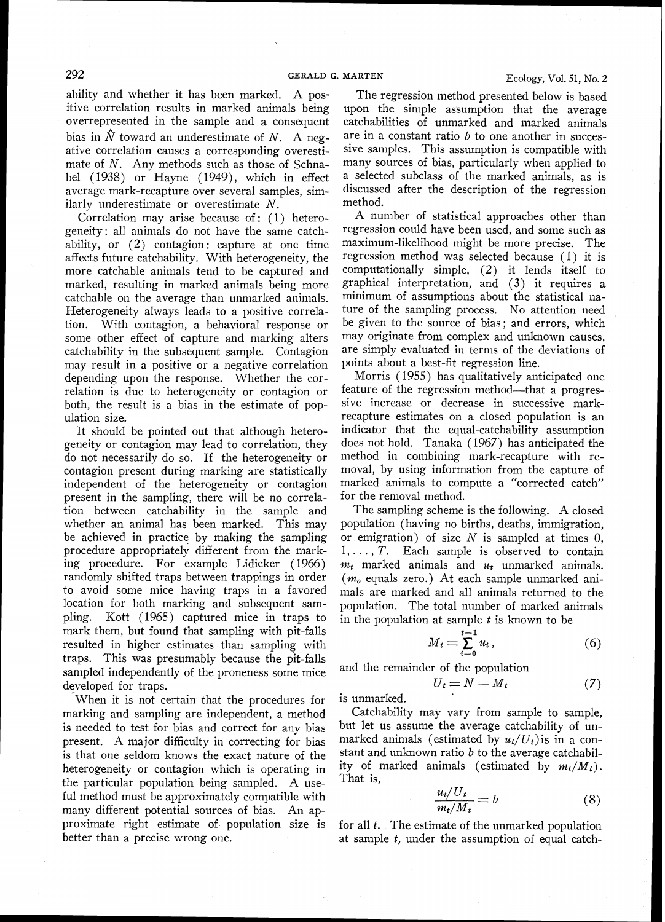ability and whether it has been marked. A positive correlation results in marked animals being overrepresented in the sample and a consequent bias in $\hat{N}$ toward an underestimate of $N$. A negative correlation causes a corresponding overestimate of $N$. Any methods such as those of Schnabel (1938) or Hayne (1949), which in effect average mark-recapture over several samples, similarly underestimate or overestimate $N$.

Correlation may arise because of: (1) heterogeneity: all animals do not have the same catchability, or (2) contagion: capture at one time affects future catchability. With heterogeneity, the more catchable animals tend to be captured and marked, resulting in marked animals being more catchable on the average than unmarked animals. Heterogeneity always leads to a positive correlation. With contagion, a behavioral response or some other effect of capture and marking alters catchability in the subsequent sample. Contagion may result in a positive or a negative correlation depending upon the response. Whether the correlation is due to heterogeneity or contagion or both, the result is a bias in the estimate of population size.

It should be pointed out that although heterogeneity or contagion may lead to correlation, they do not necessarily do so. If the heterogeneity or contagion present during marking are statistically independent of the heterogeneity or contagion present in the sampling, there will be no correlation between catchability in the sample and whether an animal has been marked. This may be achieved in practice by making the sampling procedure appropriately different from the marking procedure. For example Lidicker (1966) randomly shifted traps between trappings in order to avoid some mice having traps in a favored location for both marking and subsequent sampling. Kott (1965) captured mice in traps to mark them, but found that sampling with pit-falls resulted in higher estimates than sampling with traps. This was presumably because the pit-falls sampled independently of the proneness some mice developed for traps.

When it is not certain that the procedures for marking and sampling are independent, a method is needed to test for bias and correct for any bias present. A major difficulty in correcting for bias is that one seldom knows the exact nature of the heterogeneity or contagion which is operating in the particular population being sampled. A useful method must be approximately compatible with many different potential sources of bias. An approximate right estimate of population size is better than a precise wrong one.

The regression method presented below is based upon the simple assumption that the average catchabilities of unmarked and marked animals are in a constant ratio $b$ to one another in successive samples. This assumption is compatible with many sources of bias, particularly when applied to a selected subclass of the marked animals, as is discussed after the description of the regression method.

A number of statistical approaches other than regression could have been used, and some such as maximum-likelihood might be more precise. The regression method was selected because (1) it is computationally simple, (2) it lends itself to graphical interpretation, and (3) it requires a minimum of assumptions about the statistical nature of the sampling process. No attention need be given to the source of bias; and errors, which may originate from complex and unknown causes, are simply evaluated in terms of the deviations of points about a best-fit regression line.

Morris (1955) has qualitatively anticipated one feature of the regression method—that a progressive increase or decrease in successive mark-recapture estimates on a closed population is an indicator that the equal-catchability assumption does not hold. Tanaka (1967) has anticipated the method in combining mark-recapture with removal, by using information from the capture of marked animals to compute a "corrected catch" for the removal method.

The sampling scheme is the following. A closed population (having no births, deaths, immigration, or emigration) of size $N$ is sampled at times 0, 1, . . . , $T$. Each sample is observed to contain $m_t$ marked animals and $u_t$ unmarked animals. ($m_o$ equals zero.) At each sample unmarked animals are marked and all animals returned to the population. The total number of marked animals in the population at sample $t$ is known to be

$$M_t = \sum_{i=0}^{t-1} u_i, \tag{6}$$

and the remainder of the population

$$U_t = N - M_t \tag{7}$$

is unmarked.

Catchability may vary from sample to sample, but let us assume the average catchability of unmarked animals (estimated by $u_t/U_t$) is in a constant and unknown ratio $b$ to the average catchability of marked animals (estimated by $m_t/M_t$). That is,

$$\frac{u_t/U_t}{m_t/M_t} = b \tag{8}$$

for all $t$. The estimate of the unmarked population at sample $t$, under the assumption of equal catch-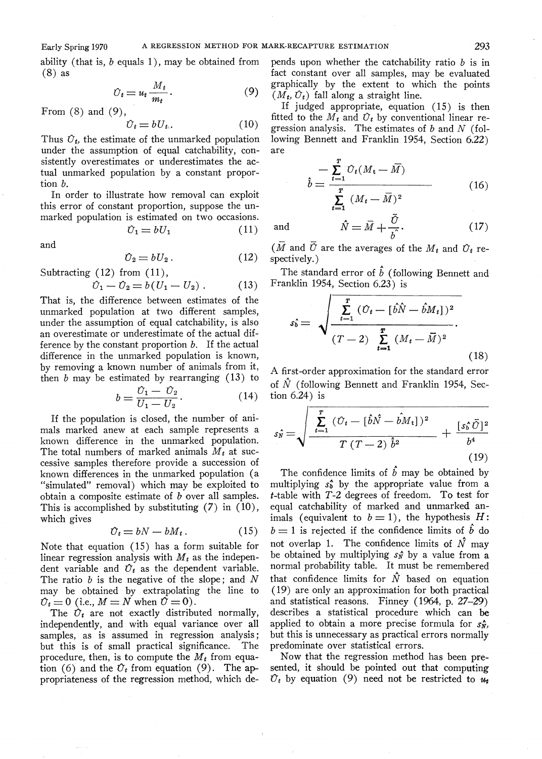ability (that is, $b$ equals 1), may be obtained from (8) as

$$\hat{U}_t = u_t \frac{M_t}{m_t}. \tag{9}$$

From (8) and (9),

$$\hat{U}_t = bU_t. \tag{10}$$

Thus $\hat{U}_t$, the estimate of the unmarked population under the assumption of equal catchability, consistently overestimates or underestimates the actual unmarked population by a constant proportion $b$.

In order to illustrate how removal can exploit this error of constant proportion, suppose the unmarked population is estimated on two occasions.

$$\hat{U}_1 = bU_1 \tag{11}$$

and

$$\hat{U}_2 = bU_2. \tag{12}$$

Subtracting (12) from (11),

$$\hat{U}_1 - \hat{U}_2 = b(U_1 - U_2). \tag{13}$$

That is, the difference between estimates of the unmarked population at two different samples, under the assumption of equal catchability, is also an overestimate or underestimate of the actual difference by the constant proportion $b$. If the actual difference in the unmarked population is known, by removing a known number of animals from it, then $b$ may be estimated by rearranging (13) to

$$b = \frac{\hat{U}_1 - \hat{U}_2}{U_1 - U_2}. \tag{14}$$

If the population is closed, the number of animals marked anew at each sample represents a known difference in the unmarked population. The total numbers of marked animals $M_t$ at successive samples therefore provide a succession of known differences in the unmarked population (a "simulated" removal) which may be exploited to obtain a composite estimate of $b$ over all samples. This is accomplished by substituting (7) in (10), which gives

$$\hat{U}_t = bN - bM_t. \tag{15}$$

Note that equation (15) has a form suitable for linear regression analysis with $M_t$ as the independent variable and $\hat{U}_t$ as the dependent variable. The ratio $b$ is the negative of the slope; and $N$ may be obtained by extrapolating the line to $\hat{U}_t = 0$ (i.e., $M = N$ when $\hat{U} = 0$).

The $\hat{U}_t$ are not exactly distributed normally, independently, and with equal variance over all samples, as is assumed in regression analysis; but this is of small practical significance. The procedure, then, is to compute the $M_t$ from equation (6) and the $\hat{U}_t$ from equation (9). The appropriateness of the regression method, which depends upon whether the catchability ratio $b$ is in fact constant over all samples, may be evaluated graphically by the extent to which the points $(M_t, \hat{U}_t)$ fall along a straight line.

If judged appropriate, equation (15) is then fitted to the $M_t$ and $\hat{U}_t$ by conventional linear regression analysis. The estimates of $b$ and $N$ (following Bennett and Franklin 1954, Section 6.22) are

$$\hat{b} = \frac{-\sum_{t=1}^{T} \hat{U}_t (M_t - \bar{M})}{\sum_{t=1}^{T} (M_t - \bar{M})^2} \tag{16}$$

and

$$\hat{N} = \bar{M} + \frac{\bar{U}}{\hat{b}}. \tag{17}$$

($\bar{M}$ and $\bar{U}$ are the averages of the $M_t$ and $\hat{U}_t$ respectively.)

The standard error of $\hat{b}$ (following Bennett and Franklin 1954, Section 6.23) is

$$s_{\hat{b}} = \sqrt{\frac{\sum_{t=1}^{T} (\hat{U}_t - [\hat{b}\hat{N} - \hat{b}M_t])^2}{(T-2) \sum_{t=1}^{T} (M_t - \bar{M})^2}}. \tag{18}$$

A first-order approximation for the standard error of $\hat{N}$ (following Bennett and Franklin 1954, Section 6.24) is

$$s_{\hat{N}} = \sqrt{\frac{\sum_{t=1}^{T} (\hat{U}_t - [\hat{b}\hat{N} - \hat{b}M_t])^2}{T(T-2)\hat{b}^2} + \frac{[s_{\hat{b}}\bar{U}]^2}{\hat{b}^4}} \tag{19}$$

The confidence limits of $\hat{b}$ may be obtained by multiplying $s_{\hat{b}}$ by the appropriate value from a $t$-table with $T$-2 degrees of freedom. To test for equal catchability of marked and unmarked animals (equivalent to $b = 1$), the hypothesis $H$: $b = 1$ is rejected if the confidence limits of $\hat{b}$ do not overlap 1. The confidence limits of $\hat{N}$ may be obtained by multiplying $s_{\hat{N}}$ by a value from a normal probability table. It must be remembered that confidence limits for $\hat{N}$ based on equation (19) are only an approximation for both practical and statistical reasons. Finney (1964, p. 27–29) describes a statistical procedure which can be applied to obtain a more precise formula for $s_{\hat{N}}$, but this is unnecessary as practical errors normally predominate over statistical errors.

Now that the regression method has been presented, it should be pointed out that computing $\hat{U}_t$ by equation (9) need not be restricted to $u_t$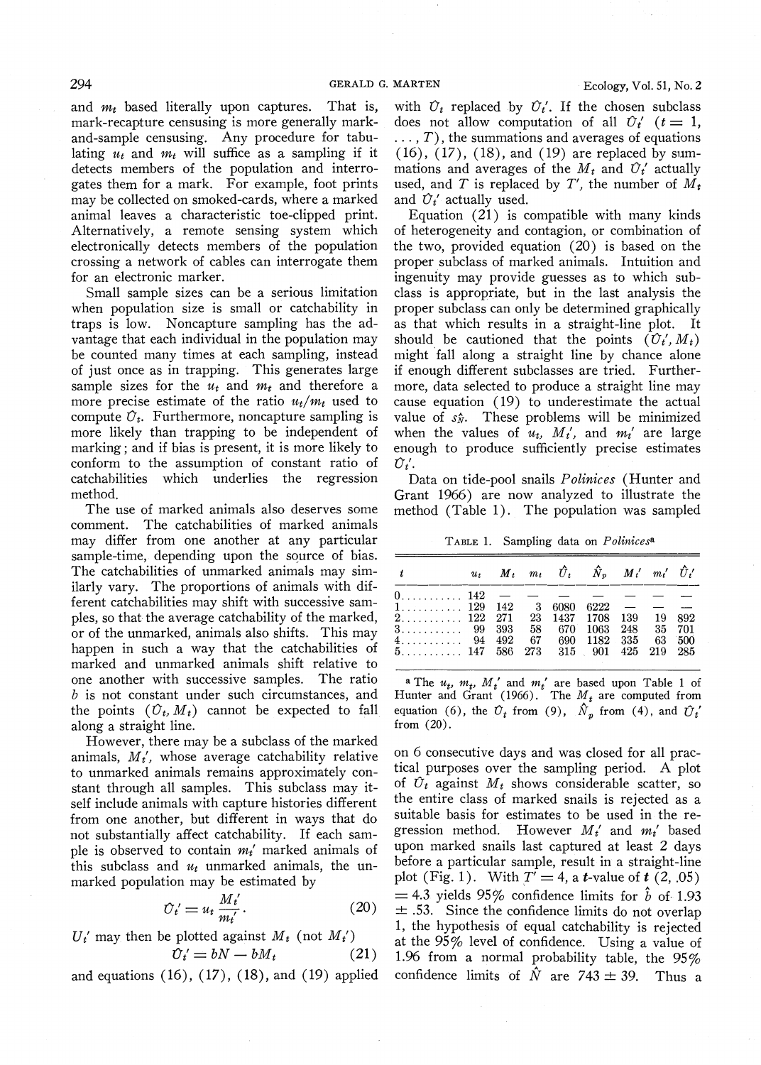and $m_t$ based literally upon captures. That is, mark-recapture censusing is more generally mark-and-sample censusing. Any procedure for tabulating $u_t$ and $m_t$ will suffice as a sampling if it detects members of the population and interrogates them for a mark. For example, foot prints may be collected on smoked-cards, where a marked animal leaves a characteristic toe-clipped print. Alternatively, a remote sensing system which electronically detects members of the population crossing a network of cables can interrogate them for an electronic marker.

Small sample sizes can be a serious limitation when population size is small or catchability in traps is low. Noncapture sampling has the advantage that each individual in the population may be counted many times at each sampling, instead of just once as in trapping. This generates large sample sizes for the $u_t$ and $m_t$ and therefore a more precise estimate of the ratio $u_t/m_t$ used to compute $\hat{U}_t$. Furthermore, noncapture sampling is more likely than trapping to be independent of marking; and if bias is present, it is more likely to conform to the assumption of constant ratio of catchabilities which underlies the regression method.

The use of marked animals also deserves some comment. The catchabilities of marked animals may differ from one another at any particular sample-time, depending upon the source of bias. The catchabilities of unmarked animals may similarly vary. The proportions of animals with different catchabilities may shift with successive samples, so that the average catchability of the marked, or of the unmarked, animals also shifts. This may happen in such a way that the catchabilities of marked and unmarked animals shift relative to one another with successive samples. The ratio $b$ is not constant under such circumstances, and the points $(\hat{U}_t, M_t)$ cannot be expected to fall along a straight line.

However, there may be a subclass of the marked animals, $M_t'$, whose average catchability relative to unmarked animals remains approximately constant through all samples. This subclass may itself include animals with capture histories different from one another, but different in ways that do not substantially affect catchability. If each sample is observed to contain $m_t'$ marked animals of this subclass and $u_t$ unmarked animals, the unmarked population may be estimated by

$$\hat{U}_t' = u_t \frac{M_t'}{m_t'}. \tag{20}$$

$U_t'$ may then be plotted against $M_t$ (not $M_t'$)

$$\hat{U}_t' = bN - bM_t \tag{21}$$

and equations (16), (17), (18), and (19) applied with $\hat{U}_t$ replaced by $\hat{U}_t'$. If the chosen subclass does not allow computation of all $\hat{U}_t'$ $(t = 1, \ldots, T)$, the summations and averages of equations (16), (17), (18), and (19) are replaced by summations and averages of the $M_t$ and $\hat{U}_t'$ actually used, and $T$ is replaced by $T'$, the number of $M_t$ and $\hat{U}_t'$ actually used.

Equation (21) is compatible with many kinds of heterogeneity and contagion, or combination of the two, provided equation (20) is based on the proper subclass of marked animals. Intuition and ingenuity may provide guesses as to which subclass is appropriate, but in the last analysis the proper subclass can only be determined graphically as that which results in a straight-line plot. It should be cautioned that the points $(\hat{U}_t', M_t)$ might fall along a straight line by chance alone if enough different subclasses are tried. Furthermore, data selected to produce a straight line may cause equation (19) to underestimate the actual value of $s_{\hat{N}}$. These problems will be minimized when the values of $u_t$, $M_t'$, and $m_t'$ are large enough to produce sufficiently precise estimates $\hat{U}_t'$.

Data on tide-pool snails *Polinices* (Hunter and Grant 1966) are now analyzed to illustrate the method (Table 1). The population was sampled

TABLE 1. Sampling data on *Polinices*[a]

| $t$ | $u_t$ | $M_t$ | $m_t$ | $\hat{U}_t$ | $\hat{N}_p$ | $M_t'$ | $m_t'$ | $\hat{U}_t'$ |
|---|---|---|---|---|---|---|---|---|
| 0 | 142 | — | — | — | — | — | — | — |
| 1 | 129 | 142 | 3 | 6080 | 6222 | — | — | — |
| 2 | 122 | 271 | 23 | 1437 | 1708 | 139 | 19 | 892 |
| 3 | 99 | 393 | 58 | 670 | 1063 | 248 | 35 | 701 |
| 4 | 94 | 492 | 67 | 690 | 1182 | 335 | 63 | 500 |
| 5 | 147 | 586 | 273 | 315 | 901 | 425 | 219 | 285 |

[a] The $u_t$, $m_t$, $M_t'$ and $m_t'$ are based upon Table 1 of Hunter and Grant (1966). The $M_t$ are computed from equation (6), the $\hat{U}_t$ from (9), $\hat{N}_p$ from (4), and $\hat{U}_t'$ from (20).

on 6 consecutive days and was closed for all practical purposes over the sampling period. A plot of $\hat{U}_t$ against $M_t$ shows considerable scatter, so the entire class of marked snails is rejected as a suitable basis for estimates to be used in the regression method. However $M_t'$ and $m_t'$ based upon marked snails last captured at least 2 days before a particular sample, result in a straight-line plot (Fig. 1). With $T' = 4$, a $t$-value of $t$ (2, .05) = 4.3 yields 95% confidence limits for $\hat{b}$ of 1.93 ± .53. Since the confidence limits do not overlap 1, the hypothesis of equal catchability is rejected at the 95% level of confidence. Using a value of 1.96 from a normal probability table, the 95% confidence limits of $\hat{N}$ are 743 ± 39. Thus a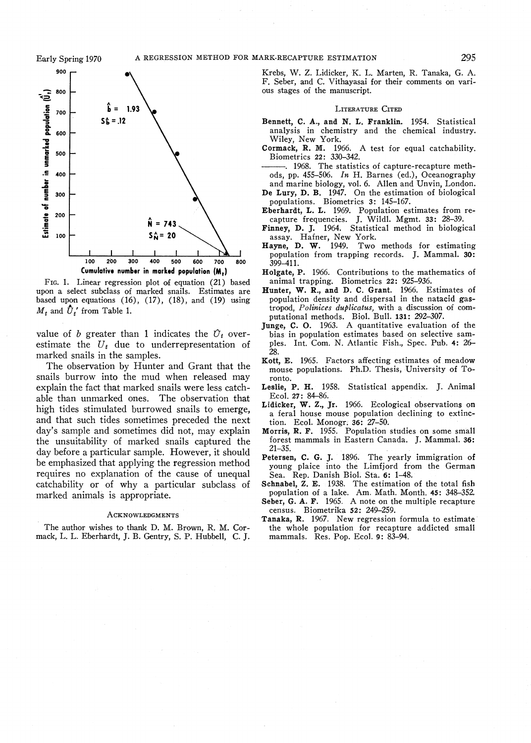$\hat{b} = 1.93$

$S_{\hat{b}} = .12$

$\hat{N} = 743$

$S_{\hat{N}} = 20$

Estimate of number in unmarked population ($\hat{U}_t'$)

900
800
700
600
500
400
300
200
100

100 200 300 400 500 600 700 800

Cumulative number in marked population ($M_t$)

FIG. 1. Linear regression plot of equation (21) based upon a select subclass of marked snails. Estimates are based upon equations (16), (17), (18), and (19) using $M_t$ and $\hat{U}_t'$ from Table 1.

value of $b$ greater than 1 indicates the $\hat{U}_t$ overestimate the $U_t$ due to underrepresentation of marked snails in the samples.

The observation by Hunter and Grant that the snails burrow into the mud when released may explain the fact that marked snails were less catchable than unmarked ones. The observation that high tides stimulated burrowed snails to emerge, and that such tides sometimes preceded the next day's sample and sometimes did not, may explain the unsuitability of marked snails captured the day before a particular sample. However, it should be emphasized that applying the regression method requires no explanation of the cause of unequal catchability or of why a particular subclass of marked animals is appropriate.

## ACKNOWLEDGMENTS

The author wishes to thank D. M. Brown, R. M. Cormack, L. L. Eberhardt, J. B. Gentry, S. P. Hubbell, C. J. Krebs, W. Z. Lidicker, K. L. Marten, R. Tanaka, G. A. F. Seber, and C. Vithayasai for their comments on various stages of the manuscript.

## LITERATURE CITED

**Bennett, C. A., and N. L. Franklin.** 1954. Statistical analysis in chemistry and the chemical industry. Wiley, New York.

**Cormack, R. M.** 1966. A test for equal catchability. Biometrics **22**: 330–342.

———. 1968. The statistics of capture-recapture methods, pp. 455–506. *In* H. Barnes (ed.), Oceanography and marine biology, vol. 6. Allen and Unvin, London.

**De Lury, D. B.** 1947. On the estimation of biological populations. Biometrics **3**: 145–167.

**Eberhardt, L. L.** 1969. Population estimates from recapture frequencies. J. Wildl. Mgmt. **33**: 28–39.

**Finney, D. J.** 1964. Statistical method in biological assay. Hafner, New York.

**Hayne, D. W.** 1949. Two methods for estimating population from trapping records. J. Mammal. **30**: 399–411.

**Holgate, P.** 1966. Contributions to the mathematics of animal trapping. Biometrics **22**: 925–936.

**Hunter, W. R., and D. C. Grant.** 1966. Estimates of population density and dispersal in the natacid gastropod, *Polinices duplicatus*, with a discussion of computational methods. Biol. Bull. **131**: 292–307.

**Junge, C. O.** 1963. A quantitative evaluation of the bias in population estimates based on selective samples. Int. Com. N. Atlantic Fish., Spec. Pub. **4**: 26–28.

**Kott, E.** 1965. Factors affecting estimates of meadow mouse populations. Ph.D. Thesis, University of Toronto.

**Leslie, P. H.** 1958. Statistical appendix. J. Animal Ecol. **27**: 84–86.

**Lidicker, W. Z., Jr.** 1966. Ecological observations on a feral house mouse population declining to extinction. Ecol. Monogr. **36**: 27–50.

**Morris, R. F.** 1955. Population studies on some small forest mammals in Eastern Canada. J. Mammal. **36**: 21–35.

**Petersen, C. G. J.** 1896. The yearly immigration of young plaice into the Limfjord from the German Sea. Rep. Danish Biol. Sta. **6**: 1–48.

**Schnabel, Z. E.** 1938. The estimation of the total fish population of a lake. Am. Math. Month. **45**: 348–352.

**Seber, G. A. F.** 1965. A note on the multiple recapture census. Biometrika **52**: 249–259.

**Tanaka, R.** 1967. New regression formula to estimate the whole population for recapture addicted small mammals. Res. Pop. Ecol. **9**: 83–94.